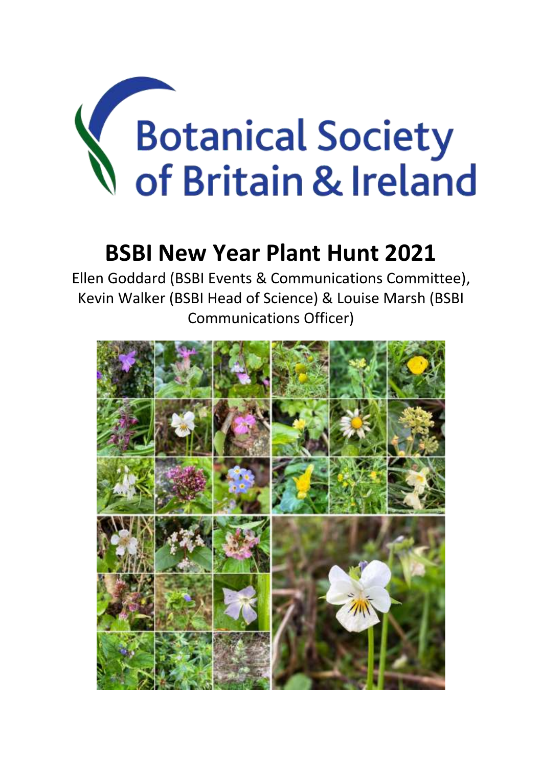Botanical Society of Britain & Ireland

# BSBI New Year Plant Hunt 2021

Ellen Goddard (BSBI Events & Communications Committee), Kevin Walker (BSBI Head of Science) & Louise Marsh (BSBI Communications Officer)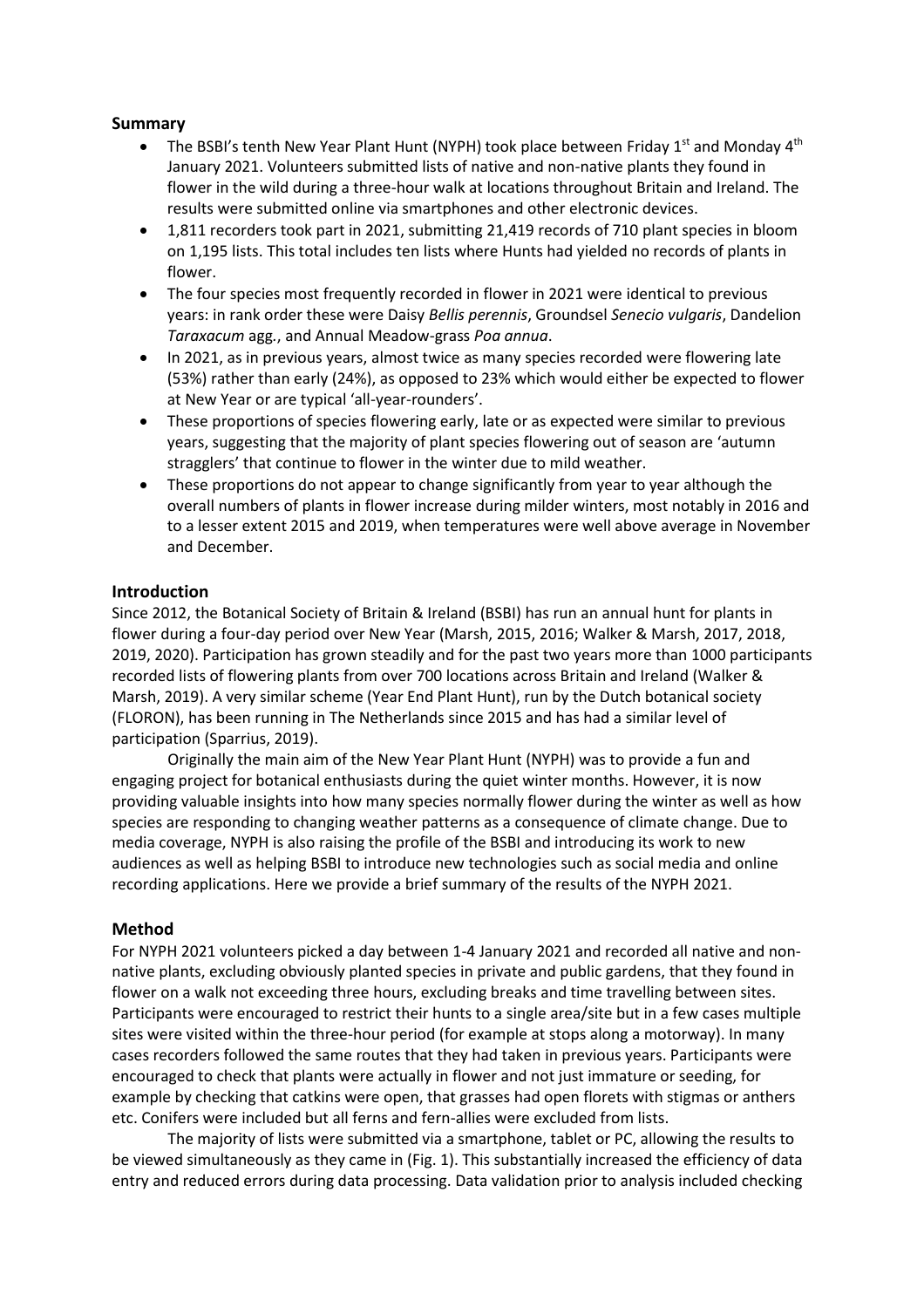## Summary

- The BSBI's tenth New Year Plant Hunt (NYPH) took place between Friday 1st and Monday 4th January 2021. Volunteers submitted lists of native and non-native plants they found in flower in the wild during a three-hour walk at locations throughout Britain and Ireland. The results were submitted online via smartphones and other electronic devices.
- 1,811 recorders took part in 2021, submitting 21,419 records of 710 plant species in bloom on 1,195 lists. This total includes ten lists where Hunts had yielded no records of plants in flower.
- The four species most frequently recorded in flower in 2021 were identical to previous years: in rank order these were Daisy *Bellis perennis*, Groundsel *Senecio vulgaris*, Dandelion *Taraxacum* agg., and Annual Meadow-grass *Poa annua*.
- In 2021, as in previous years, almost twice as many species recorded were flowering late (53%) rather than early (24%), as opposed to 23% which would either be expected to flower at New Year or are typical 'all-year-rounders'.
- These proportions of species flowering early, late or as expected were similar to previous years, suggesting that the majority of plant species flowering out of season are 'autumn stragglers' that continue to flower in the winter due to mild weather.
- These proportions do not appear to change significantly from year to year although the overall numbers of plants in flower increase during milder winters, most notably in 2016 and to a lesser extent 2015 and 2019, when temperatures were well above average in November and December.

## Introduction

Since 2012, the Botanical Society of Britain & Ireland (BSBI) has run an annual hunt for plants in flower during a four-day period over New Year (Marsh, 2015, 2016; Walker & Marsh, 2017, 2018, 2019, 2020). Participation has grown steadily and for the past two years more than 1000 participants recorded lists of flowering plants from over 700 locations across Britain and Ireland (Walker & Marsh, 2019). A very similar scheme (Year End Plant Hunt), run by the Dutch botanical society (FLORON), has been running in The Netherlands since 2015 and has had a similar level of participation (Sparrius, 2019).

Originally the main aim of the New Year Plant Hunt (NYPH) was to provide a fun and engaging project for botanical enthusiasts during the quiet winter months. However, it is now providing valuable insights into how many species normally flower during the winter as well as how species are responding to changing weather patterns as a consequence of climate change. Due to media coverage, NYPH is also raising the profile of the BSBI and introducing its work to new audiences as well as helping BSBI to introduce new technologies such as social media and online recording applications. Here we provide a brief summary of the results of the NYPH 2021.

## Method

For NYPH 2021 volunteers picked a day between 1-4 January 2021 and recorded all native and non-native plants, excluding obviously planted species in private and public gardens, that they found in flower on a walk not exceeding three hours, excluding breaks and time travelling between sites. Participants were encouraged to restrict their hunts to a single area/site but in a few cases multiple sites were visited within the three-hour period (for example at stops along a motorway). In many cases recorders followed the same routes that they had taken in previous years. Participants were encouraged to check that plants were actually in flower and not just immature or seeding, for example by checking that catkins were open, that grasses had open florets with stigmas or anthers etc. Conifers were included but all ferns and fern-allies were excluded from lists.

The majority of lists were submitted via a smartphone, tablet or PC, allowing the results to be viewed simultaneously as they came in (Fig. 1). This substantially increased the efficiency of data entry and reduced errors during data processing. Data validation prior to analysis included checking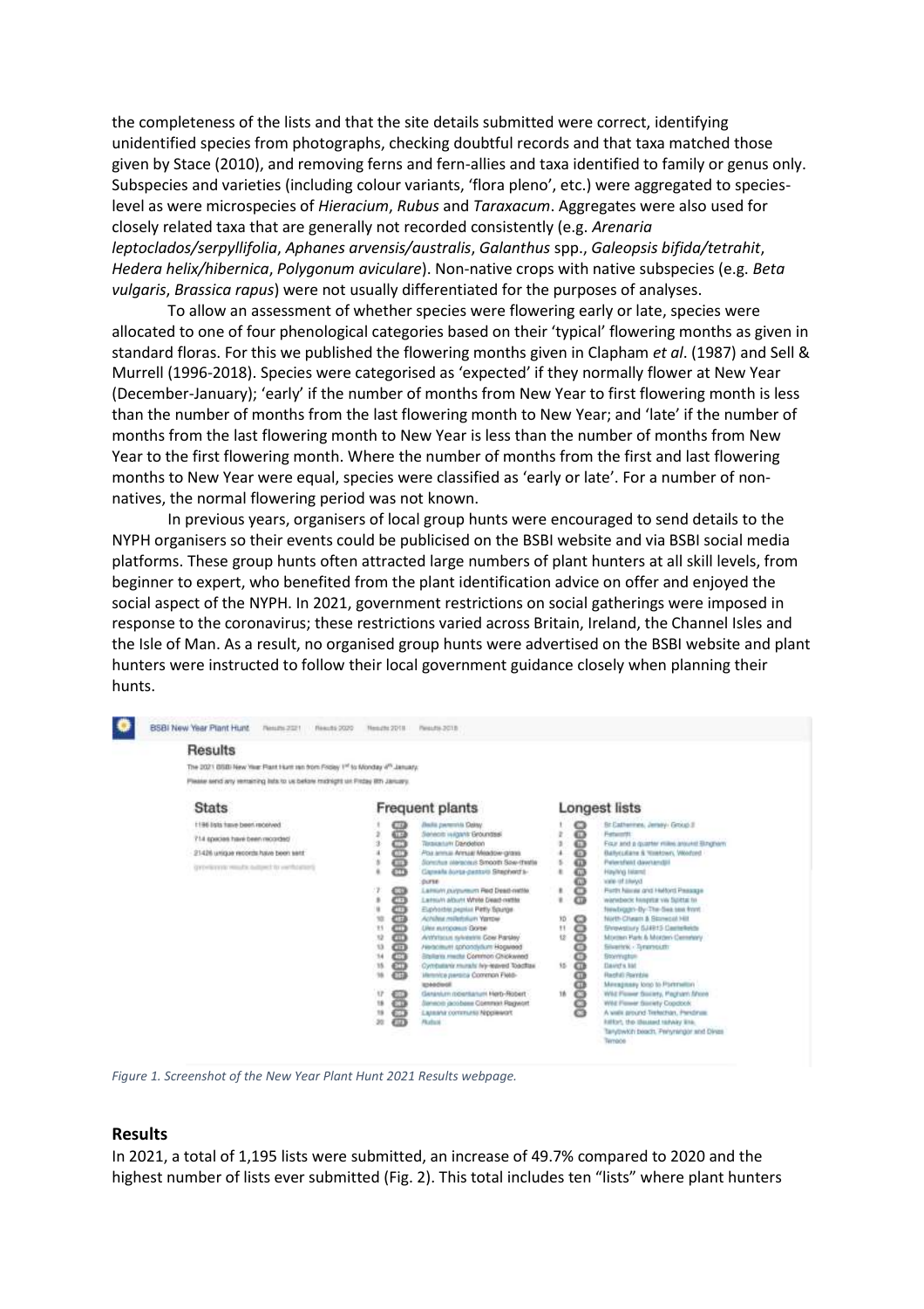the completeness of the lists and that the site details submitted were correct, identifying unidentified species from photographs, checking doubtful records and that taxa matched those given by Stace (2010), and removing ferns and fern-allies and taxa identified to family or genus only. Subspecies and varieties (including colour variants, 'flora pleno', etc.) were aggregated to species-level as were microspecies of *Hieracium*, *Rubus* and *Taraxacum*. Aggregates were also used for closely related taxa that are generally not recorded consistently (e.g. *Arenaria leptoclados/serpyllifolia*, *Aphanes arvensis/australis*, *Galanthus* spp., *Galeopsis bifida/tetrahit*, *Hedera helix/hibernica*, *Polygonum aviculare*). Non-native crops with native subspecies (e.g. *Beta vulgaris*, *Brassica rapus*) were not usually differentiated for the purposes of analyses.

To allow an assessment of whether species were flowering early or late, species were allocated to one of four phenological categories based on their 'typical' flowering months as given in standard floras. For this we published the flowering months given in Clapham *et al*. (1987) and Sell & Murrell (1996-2018). Species were categorised as 'expected' if they normally flower at New Year (December-January); 'early' if the number of months from New Year to first flowering month is less than the number of months from the last flowering month to New Year; and 'late' if the number of months from the last flowering month to New Year is less than the number of months from New Year to the first flowering month. Where the number of months from the first and last flowering months to New Year were equal, species were classified as 'early or late'. For a number of non-natives, the normal flowering period was not known.

In previous years, organisers of local group hunts were encouraged to send details to the NYPH organisers so their events could be publicised on the BSBI website and via BSBI social media platforms. These group hunts often attracted large numbers of plant hunters at all skill levels, from beginner to expert, who benefited from the plant identification advice on offer and enjoyed the social aspect of the NYPH. In 2021, government restrictions on social gatherings were imposed in response to the coronavirus; these restrictions varied across Britain, Ireland, the Channel Isles and the Isle of Man. As a result, no organised group hunts were advertised on the BSBI website and plant hunters were instructed to follow their local government guidance closely when planning their hunts.

*Figure 1. Screenshot of the New Year Plant Hunt 2021 Results webpage.*

## Results

In 2021, a total of 1,195 lists were submitted, an increase of 49.7% compared to 2020 and the highest number of lists ever submitted (Fig. 2). This total includes ten "lists" where plant hunters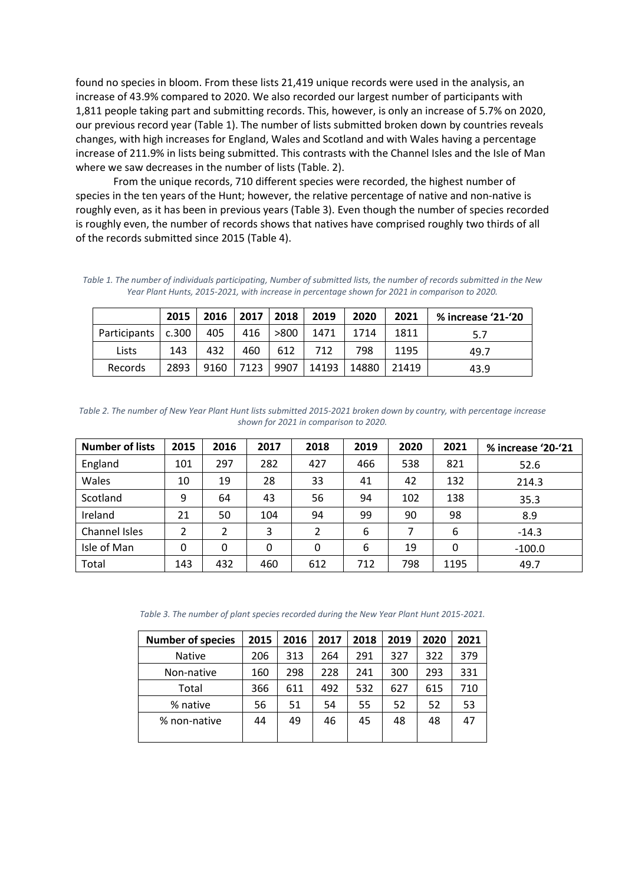found no species in bloom. From these lists 21,419 unique records were used in the analysis, an increase of 43.9% compared to 2020. We also recorded our largest number of participants with 1,811 people taking part and submitting records. This, however, is only an increase of 5.7% on 2020, our previous record year (Table 1). The number of lists submitted broken down by countries reveals changes, with high increases for England, Wales and Scotland and with Wales having a percentage increase of 211.9% in lists being submitted. This contrasts with the Channel Isles and the Isle of Man where we saw decreases in the number of lists (Table. 2).

From the unique records, 710 different species were recorded, the highest number of species in the ten years of the Hunt; however, the relative percentage of native and non-native is roughly even, as it has been in previous years (Table 3). Even though the number of species recorded is roughly even, the number of records shows that natives have comprised roughly two thirds of all of the records submitted since 2015 (Table 4).

*Table 1. The number of individuals participating, Number of submitted lists, the number of records submitted in the New Year Plant Hunts, 2015-2021, with increase in percentage shown for 2021 in comparison to 2020.*

| | 2015 | 2016 | 2017 | 2018 | 2019 | 2020 | 2021 | % increase '21-'20 |
|---|---|---|---|---|---|---|---|---|
| Participants | c.300 | 405 | 416 | >800 | 1471 | 1714 | 1811 | 5.7 |
| Lists | 143 | 432 | 460 | 612 | 712 | 798 | 1195 | 49.7 |
| Records | 2893 | 9160 | 7123 | 9907 | 14193 | 14880 | 21419 | 43.9 |

*Table 2. The number of New Year Plant Hunt lists submitted 2015-2021 broken down by country, with percentage increase shown for 2021 in comparison to 2020.*

| Number of lists | 2015 | 2016 | 2017 | 2018 | 2019 | 2020 | 2021 | % increase '20-'21 |
|---|---|---|---|---|---|---|---|---|
| England | 101 | 297 | 282 | 427 | 466 | 538 | 821 | 52.6 |
| Wales | 10 | 19 | 28 | 33 | 41 | 42 | 132 | 214.3 |
| Scotland | 9 | 64 | 43 | 56 | 94 | 102 | 138 | 35.3 |
| Ireland | 21 | 50 | 104 | 94 | 99 | 90 | 98 | 8.9 |
| Channel Isles | 2 | 2 | 3 | 2 | 6 | 7 | 6 | -14.3 |
| Isle of Man | 0 | 0 | 0 | 0 | 6 | 19 | 0 | -100.0 |
| Total | 143 | 432 | 460 | 612 | 712 | 798 | 1195 | 49.7 |

*Table 3. The number of plant species recorded during the New Year Plant Hunt 2015-2021.*

| Number of species | 2015 | 2016 | 2017 | 2018 | 2019 | 2020 | 2021 |
|---|---|---|---|---|---|---|---|
| Native | 206 | 313 | 264 | 291 | 327 | 322 | 379 |
| Non-native | 160 | 298 | 228 | 241 | 300 | 293 | 331 |
| Total | 366 | 611 | 492 | 532 | 627 | 615 | 710 |
| % native | 56 | 51 | 54 | 55 | 52 | 52 | 53 |
| % non-native | 44 | 49 | 46 | 45 | 48 | 48 | 47 |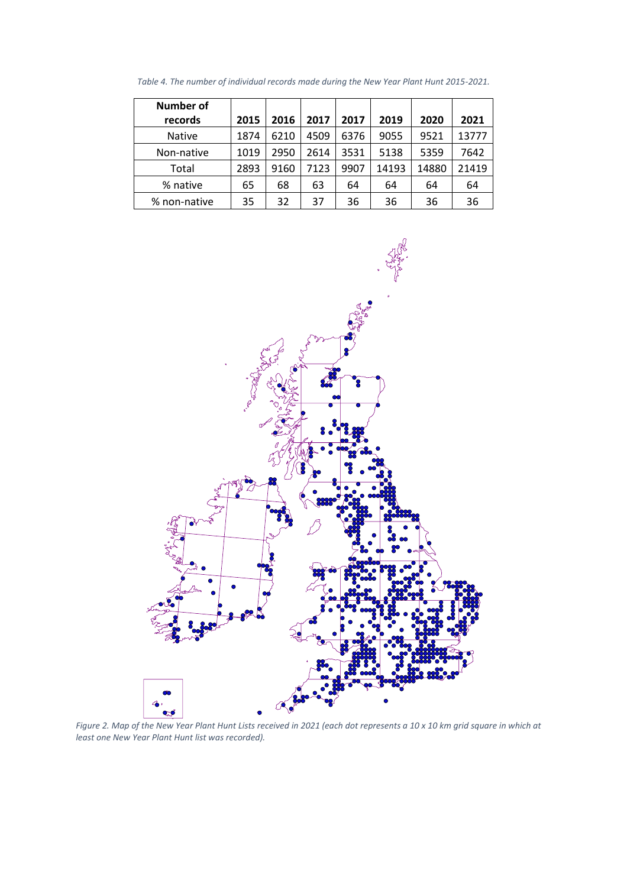*Table 4. The number of individual records made during the New Year Plant Hunt 2015-2021.*

| Number of records | 2015 | 2016 | 2017 | 2017 | 2019 | 2020 | 2021 |
|---|---|---|---|---|---|---|---|
| Native | 1874 | 6210 | 4509 | 6376 | 9055 | 9521 | 13777 |
| Non-native | 1019 | 2950 | 2614 | 3531 | 5138 | 5359 | 7642 |
| Total | 2893 | 9160 | 7123 | 9907 | 14193 | 14880 | 21419 |
| % native | 65 | 68 | 63 | 64 | 64 | 64 | 64 |
| % non-native | 35 | 32 | 37 | 36 | 36 | 36 | 36 |

*Figure 2. Map of the New Year Plant Hunt Lists received in 2021 (each dot represents a 10 x 10 km grid square in which at least one New Year Plant Hunt list was recorded).*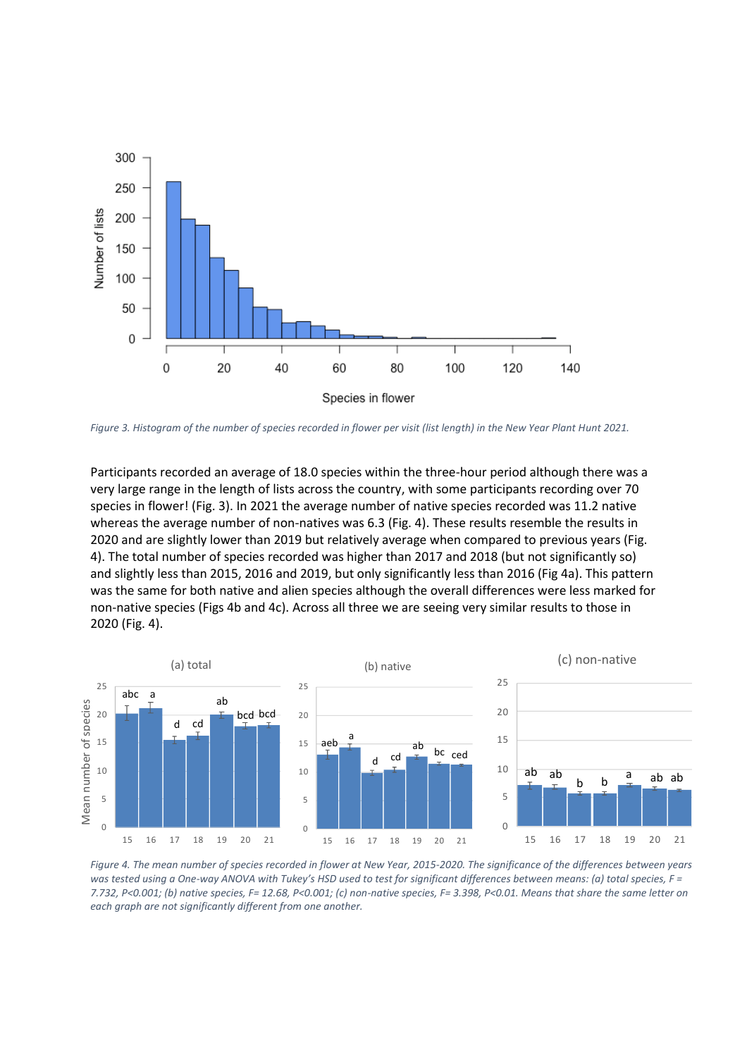*Figure 3. Histogram of the number of species recorded in flower per visit (list length) in the New Year Plant Hunt 2021.*

Participants recorded an average of 18.0 species within the three-hour period although there was a very large range in the length of lists across the country, with some participants recording over 70 species in flower! (Fig. 3). In 2021 the average number of native species recorded was 11.2 native whereas the average number of non-natives was 6.3 (Fig. 4). These results resemble the results in 2020 and are slightly lower than 2019 but relatively average when compared to previous years (Fig. 4). The total number of species recorded was higher than 2017 and 2018 (but not significantly so) and slightly less than 2015, 2016 and 2019, but only significantly less than 2016 (Fig 4a). This pattern was the same for both native and alien species although the overall differences were less marked for non-native species (Figs 4b and 4c). Across all three we are seeing very similar results to those in 2020 (Fig. 4).

*Figure 4. The mean number of species recorded in flower at New Year, 2015-2020. The significance of the differences between years was tested using a One-way ANOVA with Tukey's HSD used to test for significant differences between means: (a) total species, F = 7.732, P<0.001; (b) native species, F= 12.68, P<0.001; (c) non-native species, F= 3.398, P<0.01. Means that share the same letter on each graph are not significantly different from one another.*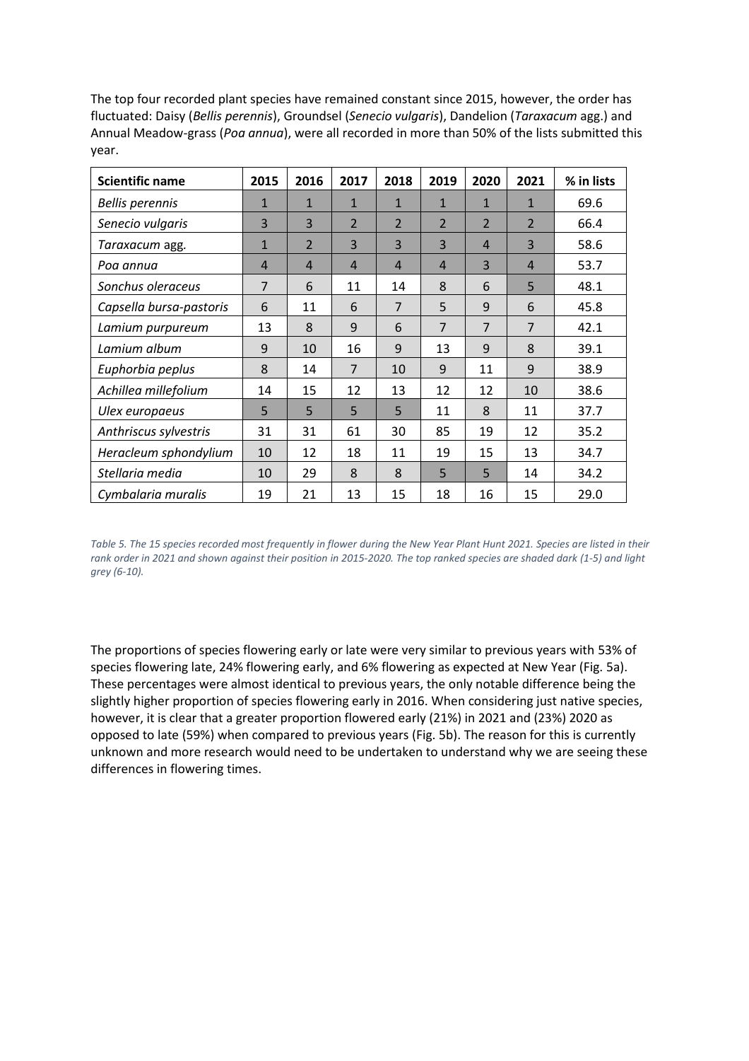The top four recorded plant species have remained constant since 2015, however, the order has fluctuated: Daisy (*Bellis perennis*), Groundsel (*Senecio vulgaris*), Dandelion (*Taraxacum* agg.) and Annual Meadow-grass (*Poa annua*), were all recorded in more than 50% of the lists submitted this year.

| Scientific name | 2015 | 2016 | 2017 | 2018 | 2019 | 2020 | 2021 | % in lists |
|---|---|---|---|---|---|---|---|---|
| *Bellis perennis* | 1 | 1 | 1 | 1 | 1 | 1 | 1 | 69.6 |
| *Senecio vulgaris* | 3 | 3 | 2 | 2 | 2 | 2 | 2 | 66.4 |
| *Taraxacum* agg. | 1 | 2 | 3 | 3 | 3 | 4 | 3 | 58.6 |
| *Poa annua* | 4 | 4 | 4 | 4 | 4 | 3 | 4 | 53.7 |
| *Sonchus oleraceus* | 7 | 6 | 11 | 14 | 8 | 6 | 5 | 48.1 |
| *Capsella bursa-pastoris* | 6 | 11 | 6 | 7 | 5 | 9 | 6 | 45.8 |
| *Lamium purpureum* | 13 | 8 | 9 | 6 | 7 | 7 | 7 | 42.1 |
| *Lamium album* | 9 | 10 | 16 | 9 | 13 | 9 | 8 | 39.1 |
| *Euphorbia peplus* | 8 | 14 | 7 | 10 | 9 | 11 | 9 | 38.9 |
| *Achillea millefolium* | 14 | 15 | 12 | 13 | 12 | 12 | 10 | 38.6 |
| *Ulex europaeus* | 5 | 5 | 5 | 5 | 11 | 8 | 11 | 37.7 |
| *Anthriscus sylvestris* | 31 | 31 | 61 | 30 | 85 | 19 | 12 | 35.2 |
| *Heracleum sphondylium* | 10 | 12 | 18 | 11 | 19 | 15 | 13 | 34.7 |
| *Stellaria media* | 10 | 29 | 8 | 8 | 5 | 5 | 14 | 34.2 |
| *Cymbalaria muralis* | 19 | 21 | 13 | 15 | 18 | 16 | 15 | 29.0 |

*Table 5. The 15 species recorded most frequently in flower during the New Year Plant Hunt 2021. Species are listed in their rank order in 2021 and shown against their position in 2015-2020. The top ranked species are shaded dark (1-5) and light grey (6-10).*

The proportions of species flowering early or late were very similar to previous years with 53% of species flowering late, 24% flowering early, and 6% flowering as expected at New Year (Fig. 5a). These percentages were almost identical to previous years, the only notable difference being the slightly higher proportion of species flowering early in 2016. When considering just native species, however, it is clear that a greater proportion flowered early (21%) in 2021 and (23%) 2020 as opposed to late (59%) when compared to previous years (Fig. 5b). The reason for this is currently unknown and more research would need to be undertaken to understand why we are seeing these differences in flowering times.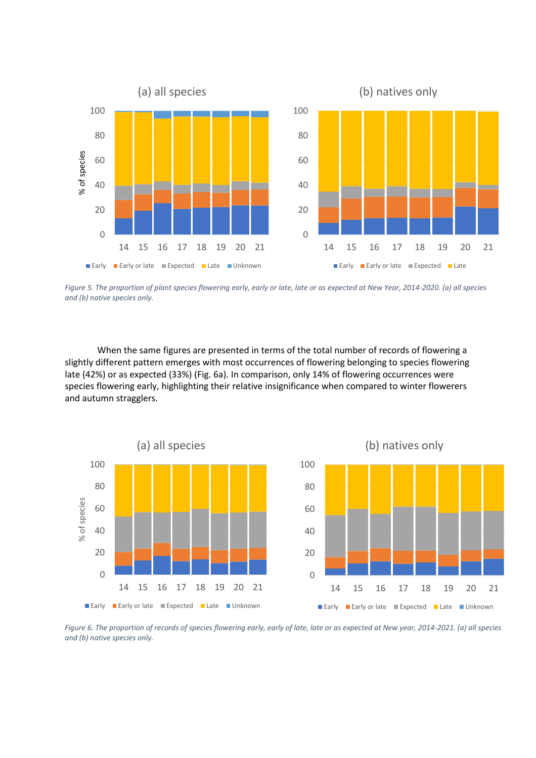*Figure 5. The proportion of plant species flowering early, early or late, late or as expected at New Year, 2014-2020. (a) all species and (b) native species only.*

When the same figures are presented in terms of the total number of records of flowering a slightly different pattern emerges with most occurrences of flowering belonging to species flowering late (42%) or as expected (33%) (Fig. 6a). In comparison, only 14% of flowering occurrences were species flowering early, highlighting their relative insignificance when compared to winter flowerers and autumn stragglers.

*Figure 6. The proportion of records of species flowering early, early of late, late or as expected at New year, 2014-2021. (a) all species and (b) native species only.*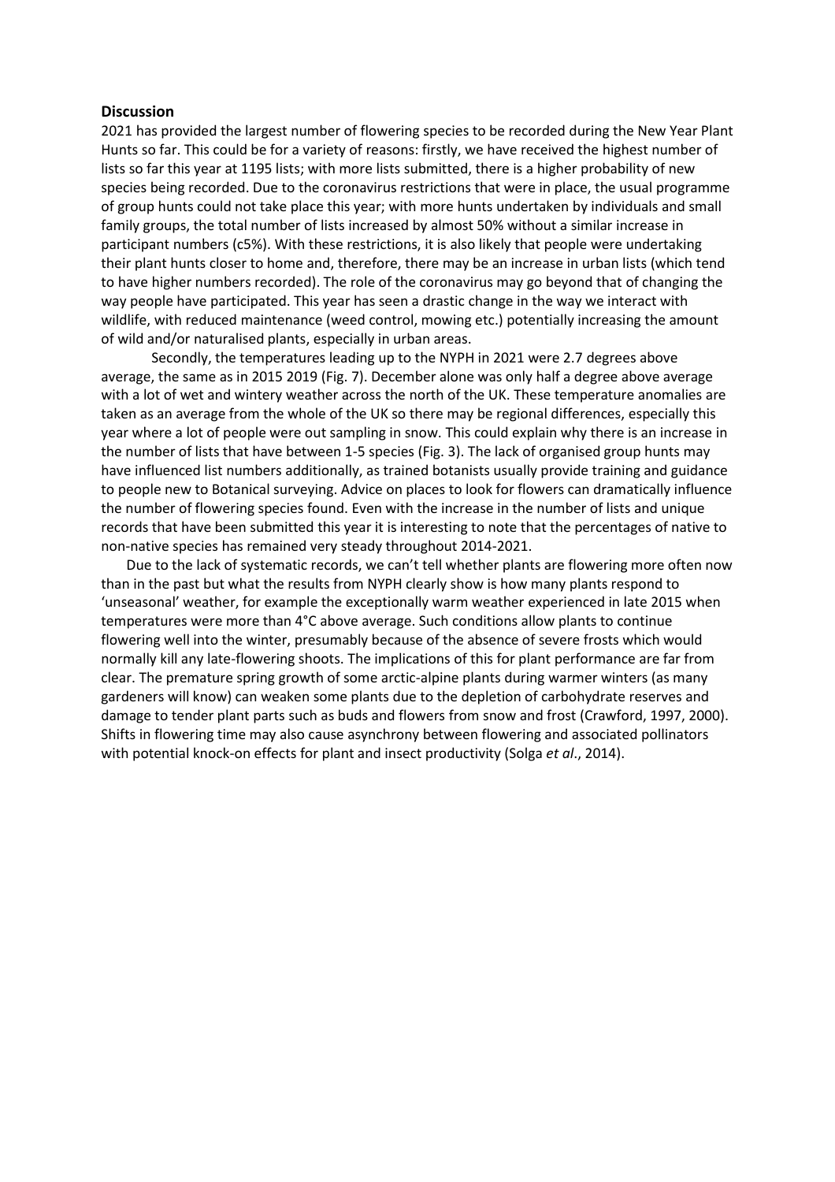## Discussion

2021 has provided the largest number of flowering species to be recorded during the New Year Plant Hunts so far. This could be for a variety of reasons: firstly, we have received the highest number of lists so far this year at 1195 lists; with more lists submitted, there is a higher probability of new species being recorded. Due to the coronavirus restrictions that were in place, the usual programme of group hunts could not take place this year; with more hunts undertaken by individuals and small family groups, the total number of lists increased by almost 50% without a similar increase in participant numbers (c5%). With these restrictions, it is also likely that people were undertaking their plant hunts closer to home and, therefore, there may be an increase in urban lists (which tend to have higher numbers recorded). The role of the coronavirus may go beyond that of changing the way people have participated. This year has seen a drastic change in the way we interact with wildlife, with reduced maintenance (weed control, mowing etc.) potentially increasing the amount of wild and/or naturalised plants, especially in urban areas.

Secondly, the temperatures leading up to the NYPH in 2021 were 2.7 degrees above average, the same as in 2015 2019 (Fig. 7). December alone was only half a degree above average with a lot of wet and wintery weather across the north of the UK. These temperature anomalies are taken as an average from the whole of the UK so there may be regional differences, especially this year where a lot of people were out sampling in snow. This could explain why there is an increase in the number of lists that have between 1-5 species (Fig. 3). The lack of organised group hunts may have influenced list numbers additionally, as trained botanists usually provide training and guidance to people new to Botanical surveying. Advice on places to look for flowers can dramatically influence the number of flowering species found. Even with the increase in the number of lists and unique records that have been submitted this year it is interesting to note that the percentages of native to non-native species has remained very steady throughout 2014-2021.

Due to the lack of systematic records, we can't tell whether plants are flowering more often now than in the past but what the results from NYPH clearly show is how many plants respond to 'unseasonal' weather, for example the exceptionally warm weather experienced in late 2015 when temperatures were more than 4°C above average. Such conditions allow plants to continue flowering well into the winter, presumably because of the absence of severe frosts which would normally kill any late-flowering shoots. The implications of this for plant performance are far from clear. The premature spring growth of some arctic-alpine plants during warmer winters (as many gardeners will know) can weaken some plants due to the depletion of carbohydrate reserves and damage to tender plant parts such as buds and flowers from snow and frost (Crawford, 1997, 2000). Shifts in flowering time may also cause asynchrony between flowering and associated pollinators with potential knock-on effects for plant and insect productivity (Solga *et al*., 2014).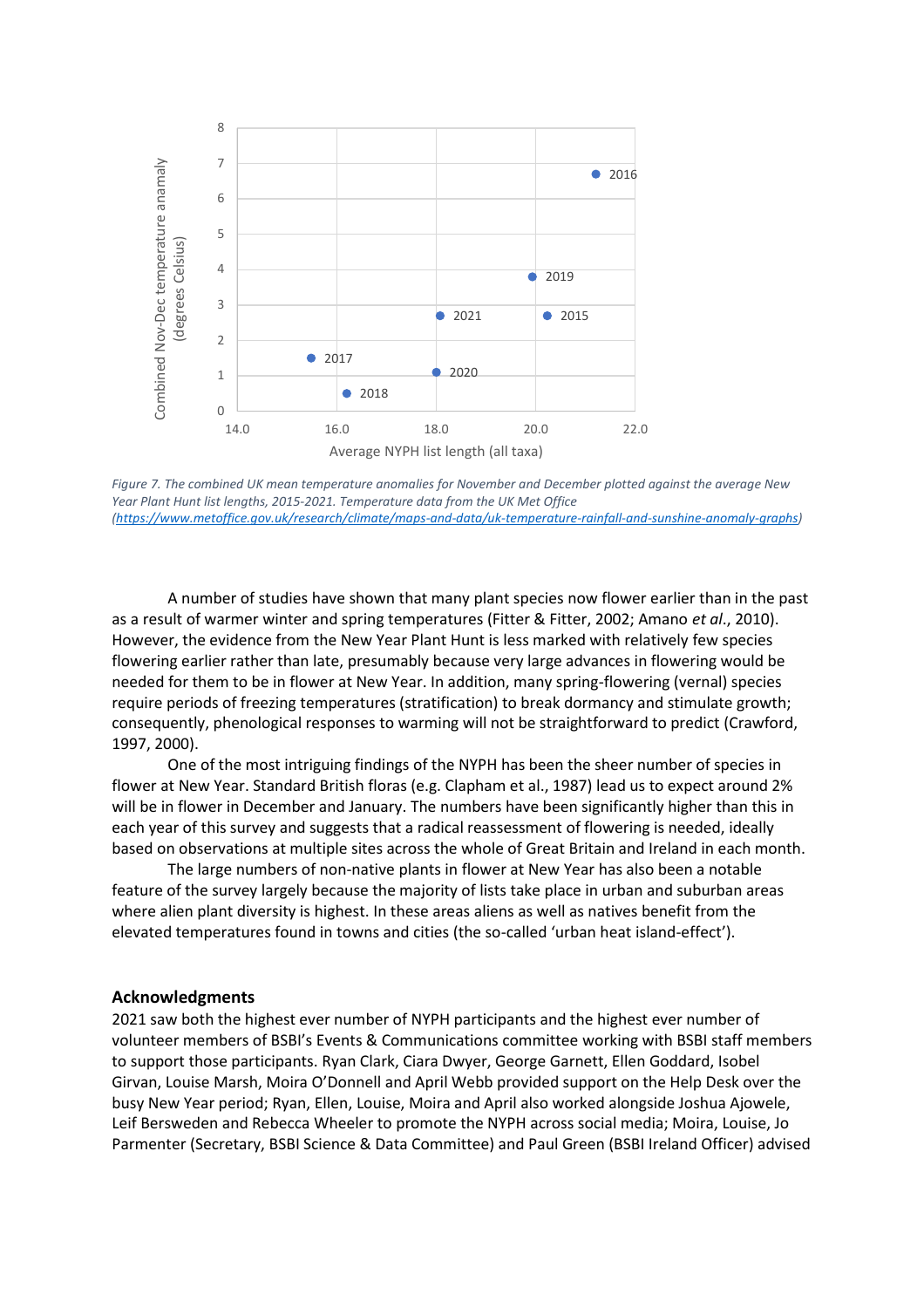*Figure 7. The combined UK mean temperature anomalies for November and December plotted against the average New Year Plant Hunt list lengths, 2015-2021. Temperature data from the UK Met Office (https://www.metoffice.gov.uk/research/climate/maps-and-data/uk-temperature-rainfall-and-sunshine-anomaly-graphs)*

A number of studies have shown that many plant species now flower earlier than in the past as a result of warmer winter and spring temperatures (Fitter & Fitter, 2002; Amano *et al*., 2010). However, the evidence from the New Year Plant Hunt is less marked with relatively few species flowering earlier rather than late, presumably because very large advances in flowering would be needed for them to be in flower at New Year. In addition, many spring-flowering (vernal) species require periods of freezing temperatures (stratification) to break dormancy and stimulate growth; consequently, phenological responses to warming will not be straightforward to predict (Crawford, 1997, 2000).

One of the most intriguing findings of the NYPH has been the sheer number of species in flower at New Year. Standard British floras (e.g. Clapham et al., 1987) lead us to expect around 2% will be in flower in December and January. The numbers have been significantly higher than this in each year of this survey and suggests that a radical reassessment of flowering is needed, ideally based on observations at multiple sites across the whole of Great Britain and Ireland in each month.

The large numbers of non-native plants in flower at New Year has also been a notable feature of the survey largely because the majority of lists take place in urban and suburban areas where alien plant diversity is highest. In these areas aliens as well as natives benefit from the elevated temperatures found in towns and cities (the so-called 'urban heat island-effect').

## Acknowledgments

2021 saw both the highest ever number of NYPH participants and the highest ever number of volunteer members of BSBI's Events & Communications committee working with BSBI staff members to support those participants. Ryan Clark, Ciara Dwyer, George Garnett, Ellen Goddard, Isobel Girvan, Louise Marsh, Moira O'Donnell and April Webb provided support on the Help Desk over the busy New Year period; Ryan, Ellen, Louise, Moira and April also worked alongside Joshua Ajowele, Leif Bersweden and Rebecca Wheeler to promote the NYPH across social media; Moira, Louise, Jo Parmenter (Secretary, BSBI Science & Data Committee) and Paul Green (BSBI Ireland Officer) advised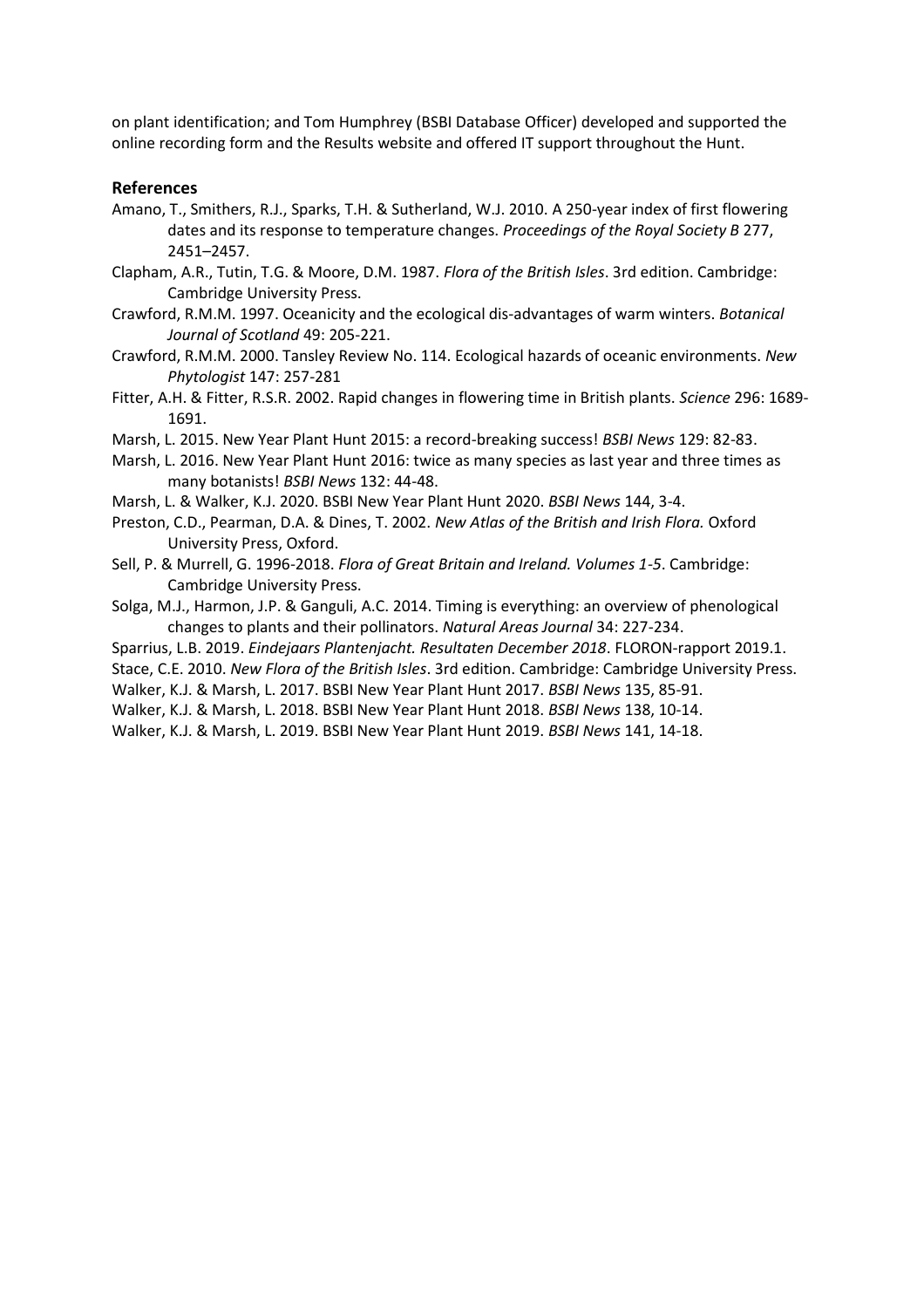on plant identification; and Tom Humphrey (BSBI Database Officer) developed and supported the online recording form and the Results website and offered IT support throughout the Hunt.

## References

Amano, T., Smithers, R.J., Sparks, T.H. & Sutherland, W.J. 2010. A 250-year index of first flowering dates and its response to temperature changes. *Proceedings of the Royal Society B* 277, 2451–2457.

Clapham, A.R., Tutin, T.G. & Moore, D.M. 1987. *Flora of the British Isles*. 3rd edition. Cambridge: Cambridge University Press.

Crawford, R.M.M. 1997. Oceanicity and the ecological dis-advantages of warm winters. *Botanical Journal of Scotland* 49: 205-221.

Crawford, R.M.M. 2000. Tansley Review No. 114. Ecological hazards of oceanic environments. *New Phytologist* 147: 257-281

Fitter, A.H. & Fitter, R.S.R. 2002. Rapid changes in flowering time in British plants. *Science* 296: 1689-1691.

Marsh, L. 2015. New Year Plant Hunt 2015: a record-breaking success! *BSBI News* 129: 82-83.

Marsh, L. 2016. New Year Plant Hunt 2016: twice as many species as last year and three times as many botanists! *BSBI News* 132: 44-48.

Marsh, L. & Walker, K.J. 2020. BSBI New Year Plant Hunt 2020. *BSBI News* 144, 3-4.

Preston, C.D., Pearman, D.A. & Dines, T. 2002. *New Atlas of the British and Irish Flora.* Oxford University Press, Oxford.

Sell, P. & Murrell, G. 1996-2018. *Flora of Great Britain and Ireland. Volumes 1-5*. Cambridge: Cambridge University Press.

Solga, M.J., Harmon, J.P. & Ganguli, A.C. 2014. Timing is everything: an overview of phenological changes to plants and their pollinators. *Natural Areas Journal* 34: 227-234.

Sparrius, L.B. 2019. *Eindejaars Plantenjacht. Resultaten December 2018*. FLORON-rapport 2019.1.

Stace, C.E. 2010. *New Flora of the British Isles*. 3rd edition. Cambridge: Cambridge University Press.

Walker, K.J. & Marsh, L. 2017. BSBI New Year Plant Hunt 2017. *BSBI News* 135, 85-91.

Walker, K.J. & Marsh, L. 2018. BSBI New Year Plant Hunt 2018. *BSBI News* 138, 10-14.

Walker, K.J. & Marsh, L. 2019. BSBI New Year Plant Hunt 2019. *BSBI News* 141, 14-18.